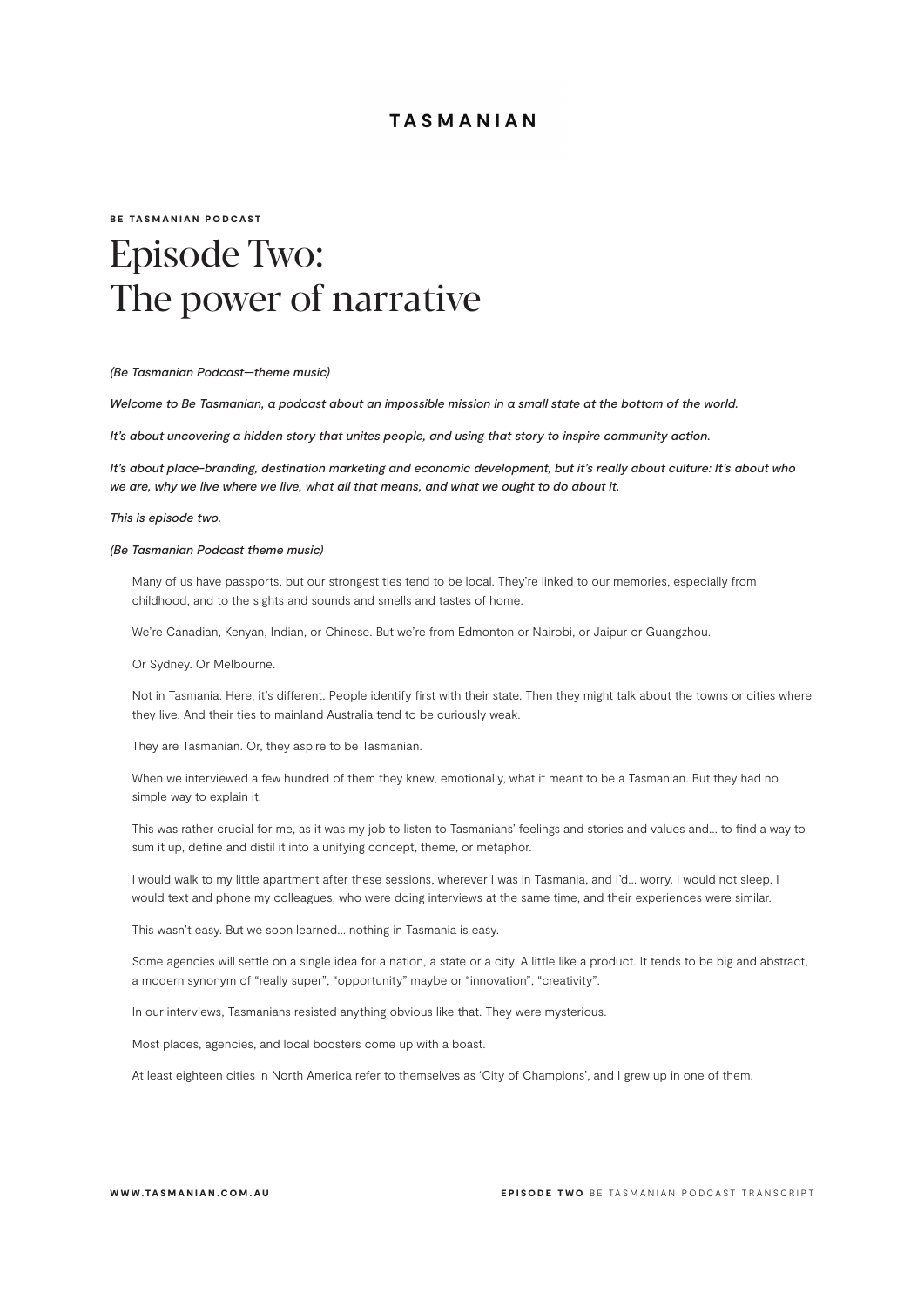TASMANIAN

BE TASMANIAN PODCAST

# Episode Two: The power of narrative

*(Be Tasmanian Podcast—theme music)*

*Welcome to Be Tasmanian, a podcast about an impossible mission in a small state at the bottom of the world.*

*It's about uncovering a hidden story that unites people, and using that story to inspire community action.*

*It's about place-branding, destination marketing and economic development, but it's really about culture: It's about who we are, why we live where we live, what all that means, and what we ought to do about it.*

*This is episode two.*

*(Be Tasmanian Podcast theme music)*

Many of us have passports, but our strongest ties tend to be local. They're linked to our memories, especially from childhood, and to the sights and sounds and smells and tastes of home.

We're Canadian, Kenyan, Indian, or Chinese. But we're from Edmonton or Nairobi, or Jaipur or Guangzhou.

Or Sydney. Or Melbourne.

Not in Tasmania. Here, it's different. People identify first with their state. Then they might talk about the towns or cities where they live. And their ties to mainland Australia tend to be curiously weak.

They are Tasmanian. Or, they aspire to be Tasmanian.

When we interviewed a few hundred of them they knew, emotionally, what it meant to be a Tasmanian. But they had no simple way to explain it.

This was rather crucial for me, as it was my job to listen to Tasmanians' feelings and stories and values and… to find a way to sum it up, define and distil it into a unifying concept, theme, or metaphor.

I would walk to my little apartment after these sessions, wherever I was in Tasmania, and I'd… worry. I would not sleep. I would text and phone my colleagues, who were doing interviews at the same time, and their experiences were similar.

This wasn't easy. But we soon learned… nothing in Tasmania is easy.

Some agencies will settle on a single idea for a nation, a state or a city. A little like a product. It tends to be big and abstract, a modern synonym of "really super", "opportunity" maybe or "innovation", "creativity".

In our interviews, Tasmanians resisted anything obvious like that. They were mysterious.

Most places, agencies, and local boosters come up with a boast.

At least eighteen cities in North America refer to themselves as 'City of Champions', and I grew up in one of them.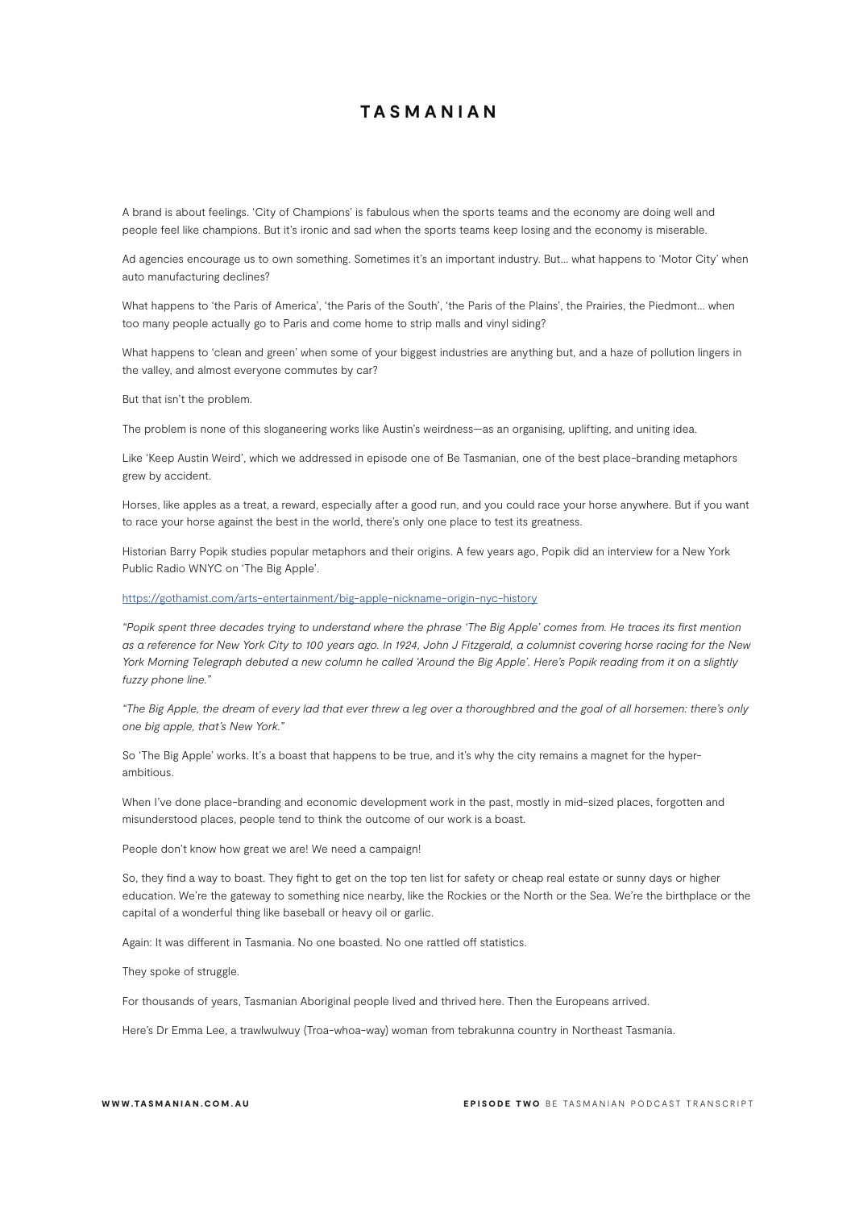A brand is about feelings. 'City of Champions' is fabulous when the sports teams and the economy are doing well and people feel like champions. But it's ironic and sad when the sports teams keep losing and the economy is miserable.

Ad agencies encourage us to own something. Sometimes it's an important industry. But… what happens to 'Motor City' when auto manufacturing declines?

What happens to 'the Paris of America', 'the Paris of the South', 'the Paris of the Plains', the Prairies, the Piedmont… when too many people actually go to Paris and come home to strip malls and vinyl siding?

What happens to 'clean and green' when some of your biggest industries are anything but, and a haze of pollution lingers in the valley, and almost everyone commutes by car?

But that isn't the problem.

The problem is none of this sloganeering works like Austin's weirdness—as an organising, uplifting, and uniting idea.

Like 'Keep Austin Weird', which we addressed in episode one of Be Tasmanian, one of the best place-branding metaphors grew by accident.

Horses, like apples as a treat, a reward, especially after a good run, and you could race your horse anywhere. But if you want to race your horse against the best in the world, there's only one place to test its greatness.

Historian Barry Popik studies popular metaphors and their origins. A few years ago, Popik did an interview for a New York Public Radio WNYC on 'The Big Apple'.

https://gothamist.com/arts-entertainment/big-apple-nickname-origin-nyc-history

*"Popik spent three decades trying to understand where the phrase 'The Big Apple' comes from. He traces its first mention as a reference for New York City to 100 years ago. In 1924, John J Fitzgerald, a columnist covering horse racing for the New York Morning Telegraph debuted a new column he called 'Around the Big Apple'. Here's Popik reading from it on a slightly fuzzy phone line."*

*"The Big Apple, the dream of every lad that ever threw a leg over a thoroughbred and the goal of all horsemen: there's only one big apple, that's New York."*

So 'The Big Apple' works. It's a boast that happens to be true, and it's why the city remains a magnet for the hyper-ambitious.

When I've done place-branding and economic development work in the past, mostly in mid-sized places, forgotten and misunderstood places, people tend to think the outcome of our work is a boast.

People don't know how great we are! We need a campaign!

So, they find a way to boast. They fight to get on the top ten list for safety or cheap real estate or sunny days or higher education. We're the gateway to something nice nearby, like the Rockies or the North or the Sea. We're the birthplace or the capital of a wonderful thing like baseball or heavy oil or garlic.

Again: It was different in Tasmania. No one boasted. No one rattled off statistics.

They spoke of struggle.

For thousands of years, Tasmanian Aboriginal people lived and thrived here. Then the Europeans arrived.

Here's Dr Emma Lee, a trawlwulwuy (Troa-whoa-way) woman from tebrakunna country in Northeast Tasmania.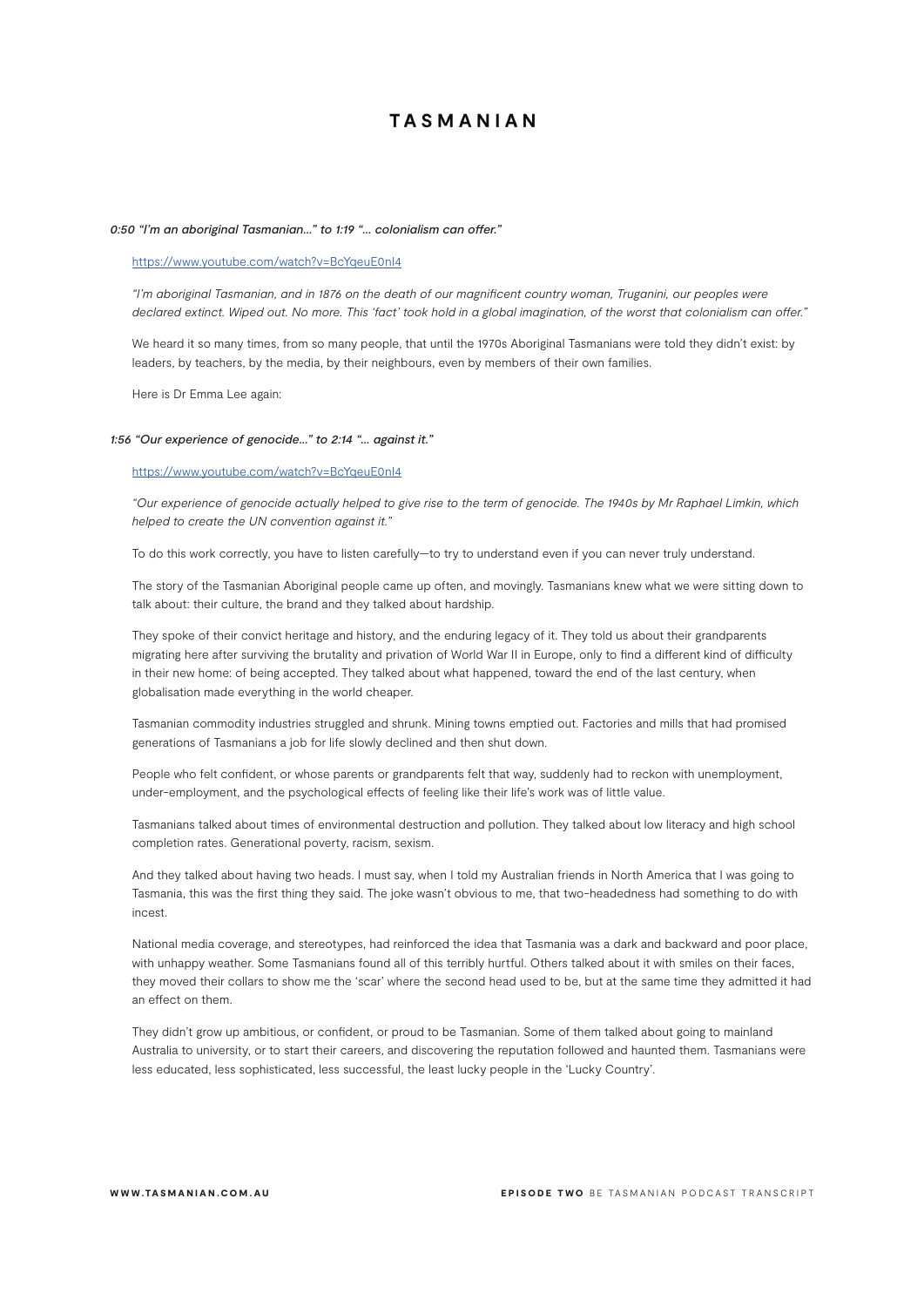*0:50 "I'm an aboriginal Tasmanian..." to 1:19 "... colonialism can offer."*

https://www.youtube.com/watch?v=BcYqeuE0nl4

*"I'm aboriginal Tasmanian, and in 1876 on the death of our magnificent country woman, Truganini, our peoples were declared extinct. Wiped out. No more. This 'fact' took hold in a global imagination, of the worst that colonialism can offer."*

We heard it so many times, from so many people, that until the 1970s Aboriginal Tasmanians were told they didn't exist: by leaders, by teachers, by the media, by their neighbours, even by members of their own families.

Here is Dr Emma Lee again:

*1:56 "Our experience of genocide..." to 2:14 "... against it."*

https://www.youtube.com/watch?v=BcYqeuE0nl4

*"Our experience of genocide actually helped to give rise to the term of genocide. The 1940s by Mr Raphael Limkin, which helped to create the UN convention against it."*

To do this work correctly, you have to listen carefully—to try to understand even if you can never truly understand.

The story of the Tasmanian Aboriginal people came up often, and movingly. Tasmanians knew what we were sitting down to talk about: their culture, the brand and they talked about hardship.

They spoke of their convict heritage and history, and the enduring legacy of it. They told us about their grandparents migrating here after surviving the brutality and privation of World War II in Europe, only to find a different kind of difficulty in their new home: of being accepted. They talked about what happened, toward the end of the last century, when globalisation made everything in the world cheaper.

Tasmanian commodity industries struggled and shrunk. Mining towns emptied out. Factories and mills that had promised generations of Tasmanians a job for life slowly declined and then shut down.

People who felt confident, or whose parents or grandparents felt that way, suddenly had to reckon with unemployment, under-employment, and the psychological effects of feeling like their life's work was of little value.

Tasmanians talked about times of environmental destruction and pollution. They talked about low literacy and high school completion rates. Generational poverty, racism, sexism.

And they talked about having two heads. I must say, when I told my Australian friends in North America that I was going to Tasmania, this was the first thing they said. The joke wasn't obvious to me, that two-headedness had something to do with incest.

National media coverage, and stereotypes, had reinforced the idea that Tasmania was a dark and backward and poor place, with unhappy weather. Some Tasmanians found all of this terribly hurtful. Others talked about it with smiles on their faces, they moved their collars to show me the 'scar' where the second head used to be, but at the same time they admitted it had an effect on them.

They didn't grow up ambitious, or confident, or proud to be Tasmanian. Some of them talked about going to mainland Australia to university, or to start their careers, and discovering the reputation followed and haunted them. Tasmanians were less educated, less sophisticated, less successful, the least lucky people in the 'Lucky Country'.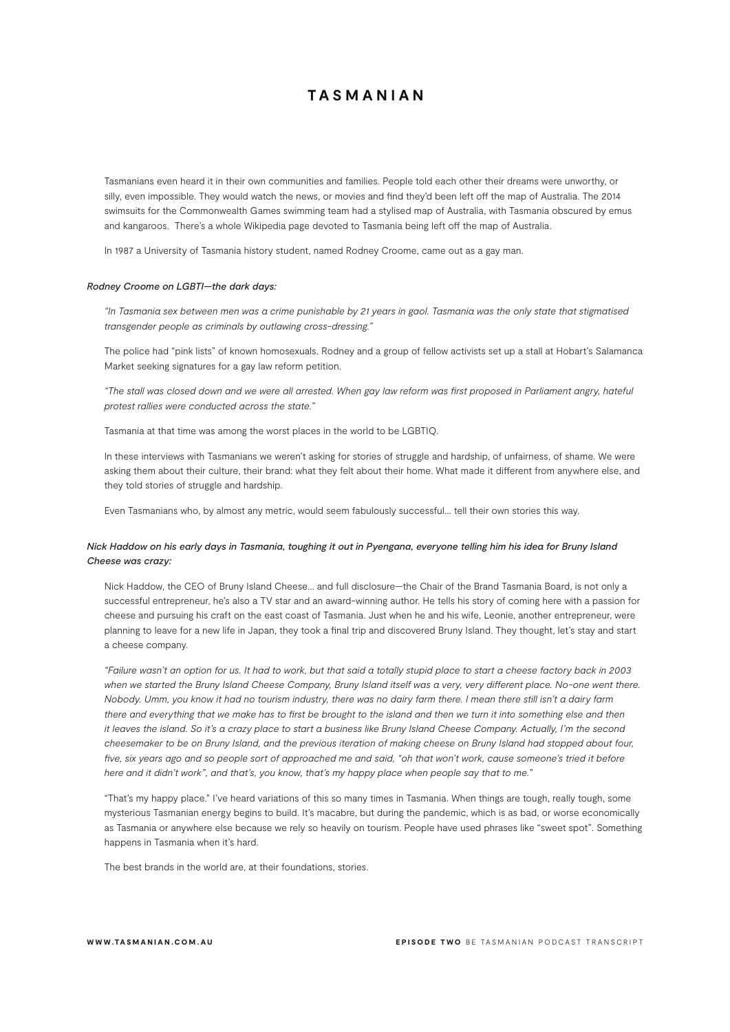Tasmanians even heard it in their own communities and families. People told each other their dreams were unworthy, or silly, even impossible. They would watch the news, or movies and find they'd been left off the map of Australia. The 2014 swimsuits for the Commonwealth Games swimming team had a stylised map of Australia, with Tasmania obscured by emus and kangaroos. There's a whole Wikipedia page devoted to Tasmania being left off the map of Australia.

In 1987 a University of Tasmania history student, named Rodney Croome, came out as a gay man.

*Rodney Croome on LGBTI—the dark days:*

*"In Tasmania sex between men was a crime punishable by 21 years in gaol. Tasmania was the only state that stigmatised transgender people as criminals by outlawing cross-dressing."*

The police had "pink lists" of known homosexuals. Rodney and a group of fellow activists set up a stall at Hobart's Salamanca Market seeking signatures for a gay law reform petition.

*"The stall was closed down and we were all arrested. When gay law reform was first proposed in Parliament angry, hateful protest rallies were conducted across the state."*

Tasmania at that time was among the worst places in the world to be LGBTIQ.

In these interviews with Tasmanians we weren't asking for stories of struggle and hardship, of unfairness, of shame. We were asking them about their culture, their brand: what they felt about their home. What made it different from anywhere else, and they told stories of struggle and hardship.

Even Tasmanians who, by almost any metric, would seem fabulously successful… tell their own stories this way.

*Nick Haddow on his early days in Tasmania, toughing it out in Pyengana, everyone telling him his idea for Bruny Island Cheese was crazy:*

Nick Haddow, the CEO of Bruny Island Cheese… and full disclosure—the Chair of the Brand Tasmania Board, is not only a successful entrepreneur, he's also a TV star and an award-winning author. He tells his story of coming here with a passion for cheese and pursuing his craft on the east coast of Tasmania. Just when he and his wife, Leonie, another entrepreneur, were planning to leave for a new life in Japan, they took a final trip and discovered Bruny Island. They thought, let's stay and start a cheese company.

*"Failure wasn't an option for us. It had to work, but that said a totally stupid place to start a cheese factory back in 2003 when we started the Bruny Island Cheese Company, Bruny Island itself was a very, very different place. No-one went there. Nobody. Umm, you know it had no tourism industry, there was no dairy farm there. I mean there still isn't a dairy farm there and everything that we make has to first be brought to the island and then we turn it into something else and then it leaves the island. So it's a crazy place to start a business like Bruny Island Cheese Company. Actually, I'm the second cheesemaker to be on Bruny Island, and the previous iteration of making cheese on Bruny Island had stopped about four, five, six years ago and so people sort of approached me and said, "oh that won't work, cause someone's tried it before here and it didn't work", and that's, you know, that's my happy place when people say that to me."*

"That's my happy place." I've heard variations of this so many times in Tasmania. When things are tough, really tough, some mysterious Tasmanian energy begins to build. It's macabre, but during the pandemic, which is as bad, or worse economically as Tasmania or anywhere else because we rely so heavily on tourism. People have used phrases like "sweet spot". Something happens in Tasmania when it's hard.

The best brands in the world are, at their foundations, stories.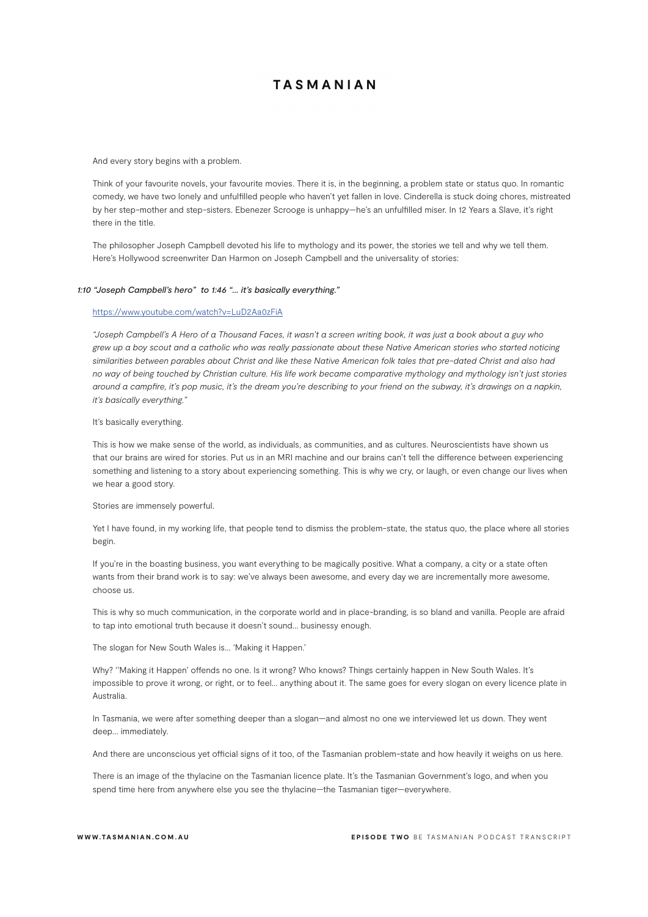And every story begins with a problem.

Think of your favourite novels, your favourite movies. There it is, in the beginning, a problem state or status quo. In romantic comedy, we have two lonely and unfulfilled people who haven't yet fallen in love. Cinderella is stuck doing chores, mistreated by her step-mother and step-sisters. Ebenezer Scrooge is unhappy—he's an unfulfilled miser. In 12 Years a Slave, it's right there in the title.

The philosopher Joseph Campbell devoted his life to mythology and its power, the stories we tell and why we tell them. Here's Hollywood screenwriter Dan Harmon on Joseph Campbell and the universality of stories:

*1:10 "Joseph Campbell's hero" to 1:46 "… it's basically everything."*

https://www.youtube.com/watch?v=LuD2Aa0zFiA

*"Joseph Campbell's A Hero of a Thousand Faces, it wasn't a screen writing book, it was just a book about a guy who grew up a boy scout and a catholic who was really passionate about these Native American stories who started noticing similarities between parables about Christ and like these Native American folk tales that pre-dated Christ and also had no way of being touched by Christian culture. His life work became comparative mythology and mythology isn't just stories around a campfire, it's pop music, it's the dream you're describing to your friend on the subway, it's drawings on a napkin, it's basically everything."*

It's basically everything.

This is how we make sense of the world, as individuals, as communities, and as cultures. Neuroscientists have shown us that our brains are wired for stories. Put us in an MRI machine and our brains can't tell the difference between experiencing something and listening to a story about experiencing something. This is why we cry, or laugh, or even change our lives when we hear a good story.

Stories are immensely powerful.

Yet I have found, in my working life, that people tend to dismiss the problem-state, the status quo, the place where all stories begin.

If you're in the boasting business, you want everything to be magically positive. What a company, a city or a state often wants from their brand work is to say: we've always been awesome, and every day we are incrementally more awesome, choose us.

This is why so much communication, in the corporate world and in place-branding, is so bland and vanilla. People are afraid to tap into emotional truth because it doesn't sound… businessy enough.

The slogan for New South Wales is… 'Making it Happen.'

Why? ''Making it Happen' offends no one. Is it wrong? Who knows? Things certainly happen in New South Wales. It's impossible to prove it wrong, or right, or to feel… anything about it. The same goes for every slogan on every licence plate in Australia.

In Tasmania, we were after something deeper than a slogan—and almost no one we interviewed let us down. They went deep… immediately.

And there are unconscious yet official signs of it too, of the Tasmanian problem-state and how heavily it weighs on us here.

There is an image of the thylacine on the Tasmanian licence plate. It's the Tasmanian Government's logo, and when you spend time here from anywhere else you see the thylacine—the Tasmanian tiger—everywhere.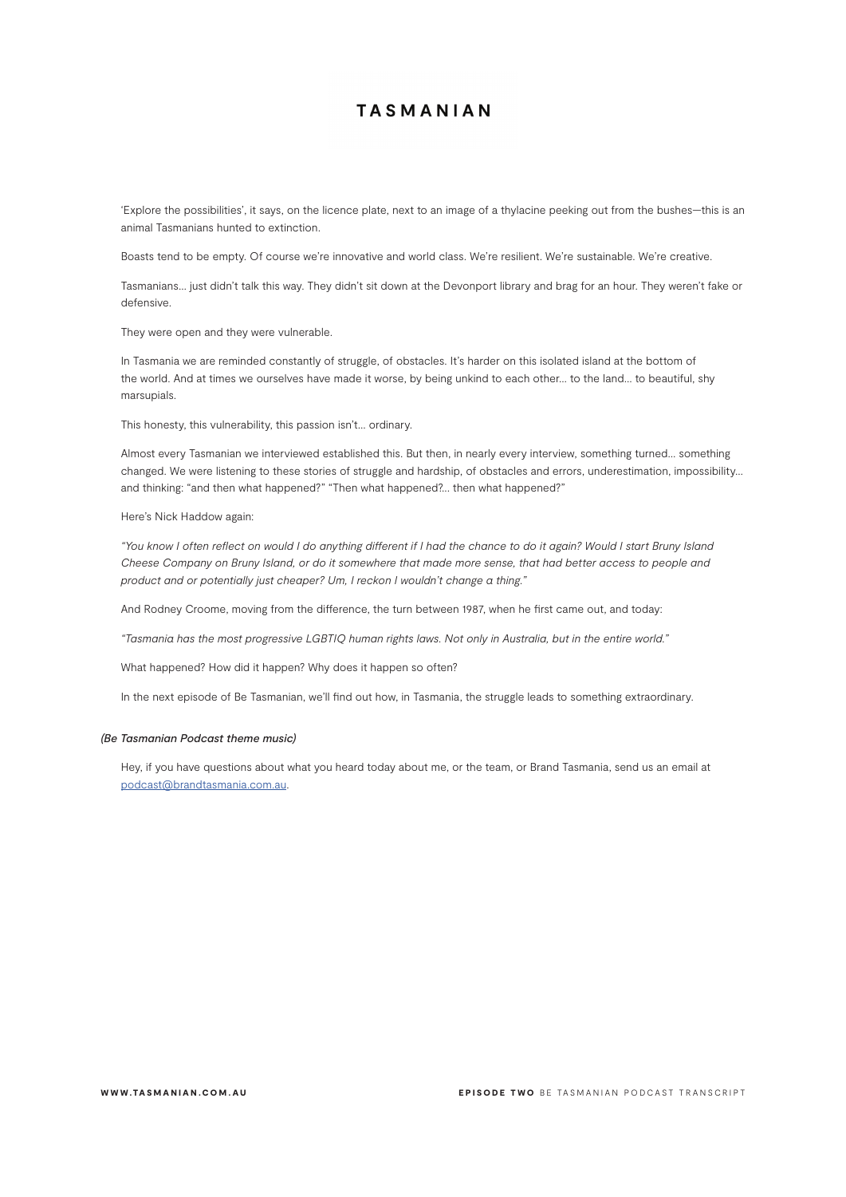'Explore the possibilities', it says, on the licence plate, next to an image of a thylacine peeking out from the bushes—this is an animal Tasmanians hunted to extinction.

Boasts tend to be empty. Of course we're innovative and world class. We're resilient. We're sustainable. We're creative.

Tasmanians… just didn't talk this way. They didn't sit down at the Devonport library and brag for an hour. They weren't fake or defensive.

They were open and they were vulnerable.

In Tasmania we are reminded constantly of struggle, of obstacles. It's harder on this isolated island at the bottom of the world. And at times we ourselves have made it worse, by being unkind to each other… to the land… to beautiful, shy marsupials.

This honesty, this vulnerability, this passion isn't… ordinary.

Almost every Tasmanian we interviewed established this. But then, in nearly every interview, something turned… something changed. We were listening to these stories of struggle and hardship, of obstacles and errors, underestimation, impossibility… and thinking: "and then what happened?" "Then what happened?… then what happened?"

Here's Nick Haddow again:

*"You know I often reflect on would I do anything different if I had the chance to do it again? Would I start Bruny Island Cheese Company on Bruny Island, or do it somewhere that made more sense, that had better access to people and product and or potentially just cheaper? Um, I reckon I wouldn't change a thing."*

And Rodney Croome, moving from the difference, the turn between 1987, when he first came out, and today:

*"Tasmania has the most progressive LGBTIQ human rights laws. Not only in Australia, but in the entire world."*

What happened? How did it happen? Why does it happen so often?

In the next episode of Be Tasmanian, we'll find out how, in Tasmania, the struggle leads to something extraordinary.

*(Be Tasmanian Podcast theme music)*

Hey, if you have questions about what you heard today about me, or the team, or Brand Tasmania, send us an email at podcast@brandtasmania.com.au.